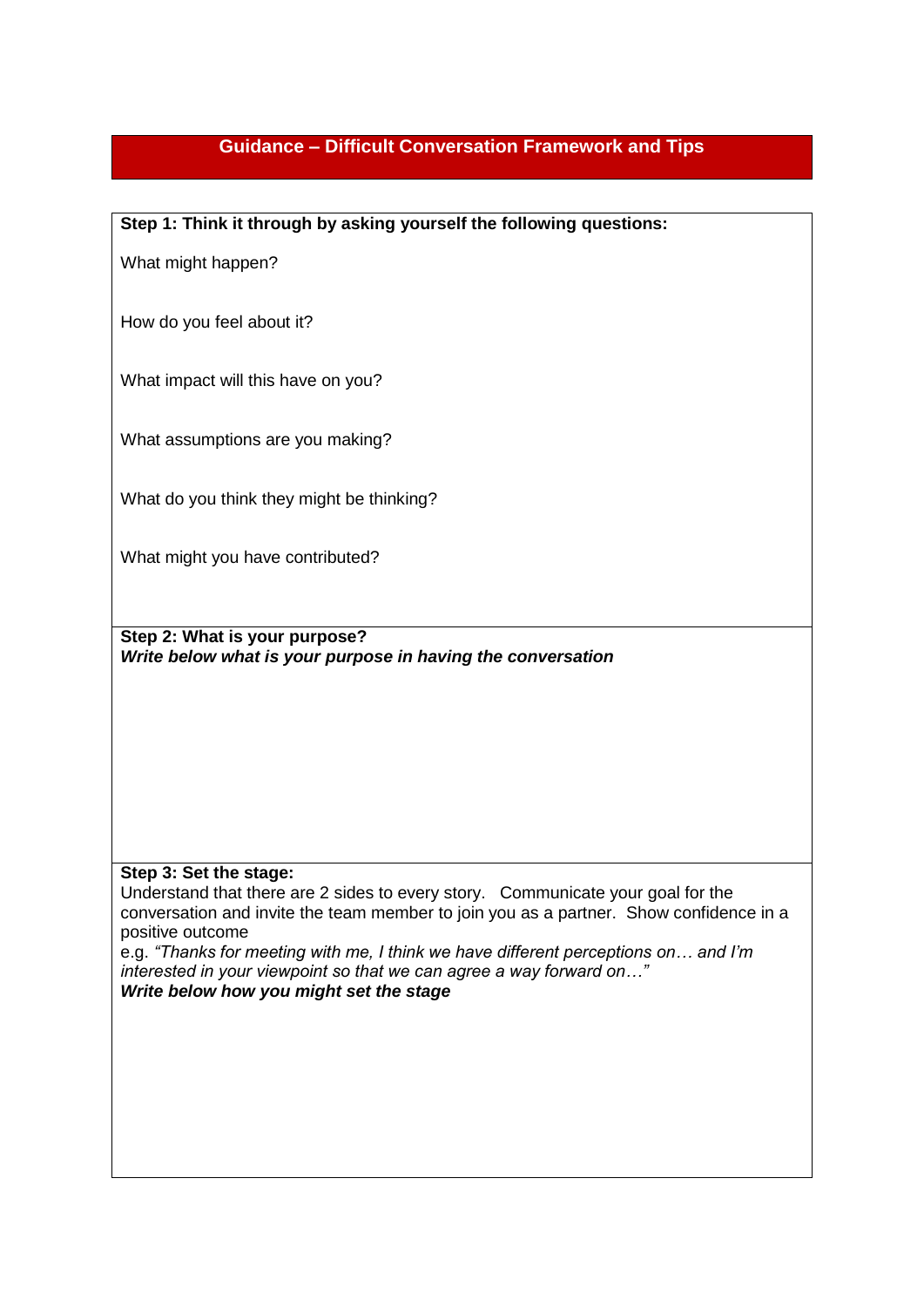# Guidance – Difficult Conversation Framework and Tips

**Step 1: Think it through by asking yourself the following questions:**

What might happen?

How do you feel about it?

What impact will this have on you?

What assumptions are you making?

What do you think they might be thinking?

What might you have contributed?

**Step 2: What is your purpose?**
***Write below what is your purpose in having the conversation***

**Step 3: Set the stage:**
Understand that there are 2 sides to every story. Communicate your goal for the conversation and invite the team member to join you as a partner. Show confidence in a positive outcome
e.g. *"Thanks for meeting with me, I think we have different perceptions on… and I'm interested in your viewpoint so that we can agree a way forward on…"*
***Write below how you might set the stage***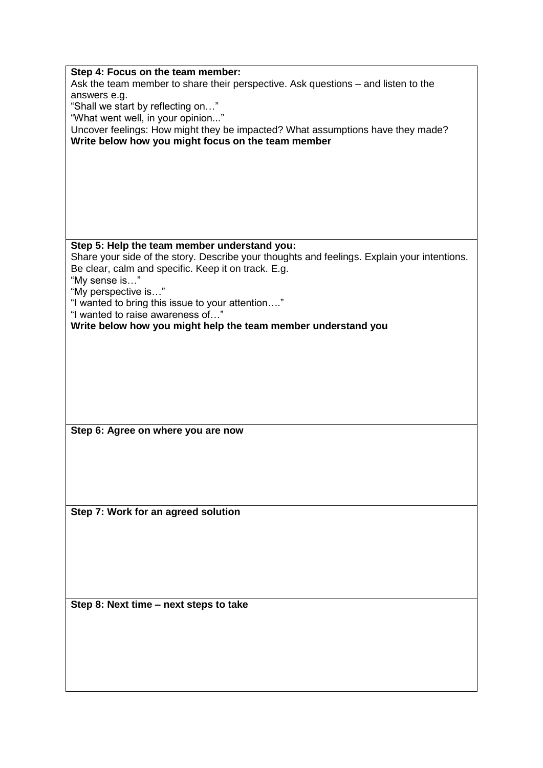**Step 4: Focus on the team member:**

Ask the team member to share their perspective. Ask questions – and listen to the answers e.g.

"Shall we start by reflecting on…"

"What went well, in your opinion..."

Uncover feelings: How might they be impacted? What assumptions have they made?

**Write below how you might focus on the team member**

**Step 5: Help the team member understand you:**

Share your side of the story. Describe your thoughts and feelings. Explain your intentions. Be clear, calm and specific. Keep it on track. E.g.

"My sense is…"

"My perspective is…"

"I wanted to bring this issue to your attention…."

"I wanted to raise awareness of…"

**Write below how you might help the team member understand you**

**Step 6: Agree on where you are now**

**Step 7: Work for an agreed solution**

**Step 8: Next time – next steps to take**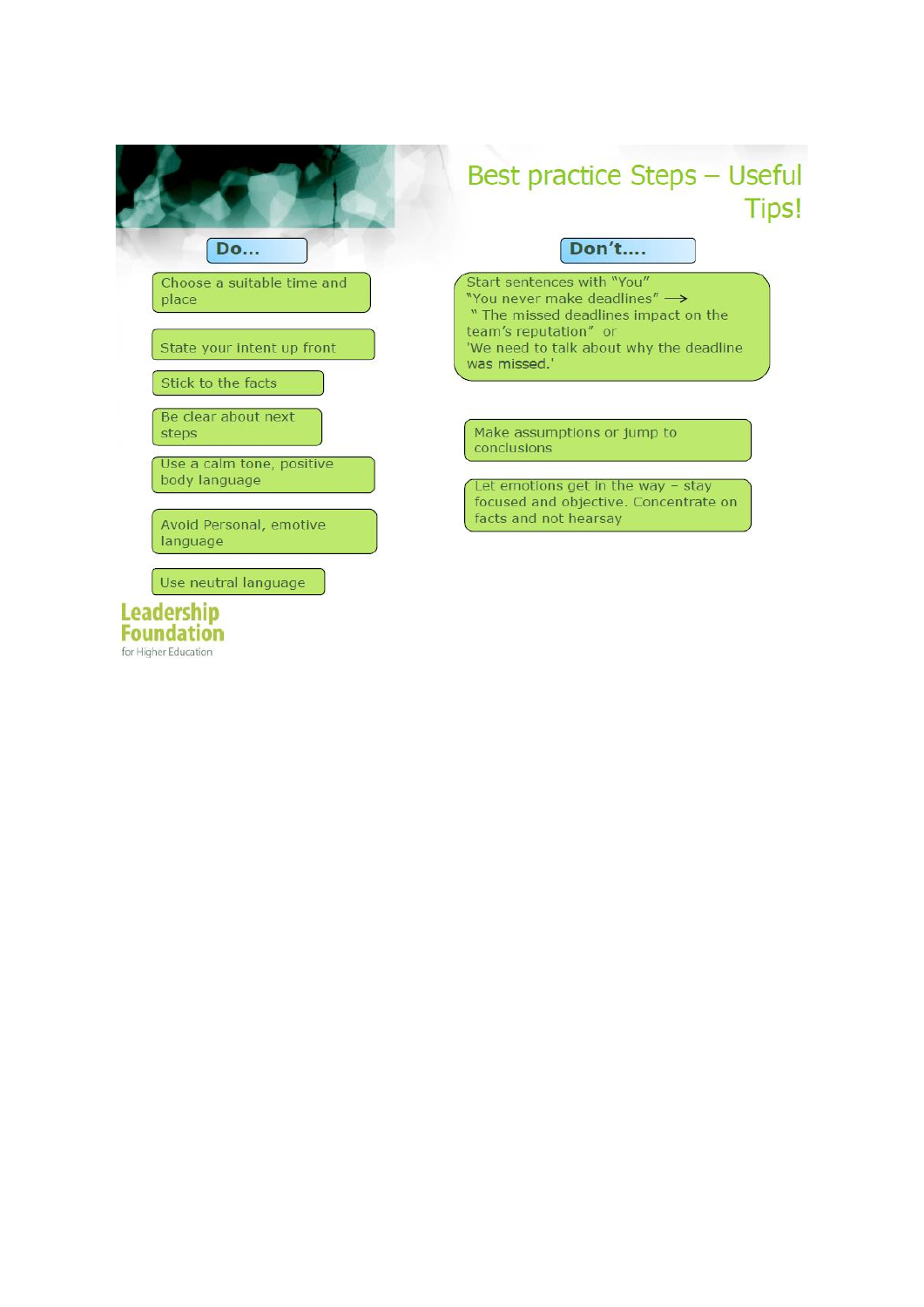# Best practice Steps – Useful Tips!

## Do…

- Choose a suitable time and place
- State your intent up front
- Stick to the facts
- Be clear about next steps
- Use a calm tone, positive body language
- Avoid Personal, emotive language
- Use neutral language

## Don't….

- Start sentences with "You"
  "You never make deadlines" ⟶
  " The missed deadlines impact on the team's reputation" or
  'We need to talk about why the deadline was missed.'
- Make assumptions or jump to conclusions
- Let emotions get in the way – stay focused and objective. Concentrate on facts and not hearsay

Leadership Foundation for Higher Education